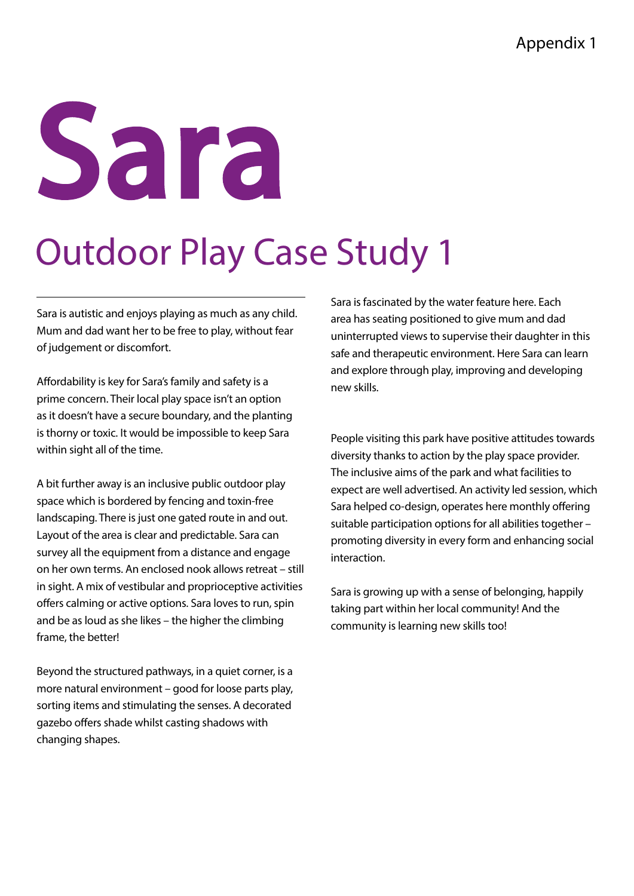Appendix 1

# Sara

## Outdoor Play Case Study 1

Sara is autistic and enjoys playing as much as any child. Mum and dad want her to be free to play, without fear of judgement or discomfort.

Affordability is key for Sara's family and safety is a prime concern. Their local play space isn't an option as it doesn't have a secure boundary, and the planting is thorny or toxic. It would be impossible to keep Sara within sight all of the time.

A bit further away is an inclusive public outdoor play space which is bordered by fencing and toxin-free landscaping. There is just one gated route in and out. Layout of the area is clear and predictable. Sara can survey all the equipment from a distance and engage on her own terms. An enclosed nook allows retreat – still in sight. A mix of vestibular and proprioceptive activities offers calming or active options. Sara loves to run, spin and be as loud as she likes – the higher the climbing frame, the better!

Beyond the structured pathways, in a quiet corner, is a more natural environment – good for loose parts play, sorting items and stimulating the senses. A decorated gazebo offers shade whilst casting shadows with changing shapes.

Sara is fascinated by the water feature here. Each area has seating positioned to give mum and dad uninterrupted views to supervise their daughter in this safe and therapeutic environment. Here Sara can learn and explore through play, improving and developing new skills.

People visiting this park have positive attitudes towards diversity thanks to action by the play space provider. The inclusive aims of the park and what facilities to expect are well advertised. An activity led session, which Sara helped co-design, operates here monthly offering suitable participation options for all abilities together – promoting diversity in every form and enhancing social interaction.

Sara is growing up with a sense of belonging, happily taking part within her local community! And the community is learning new skills too!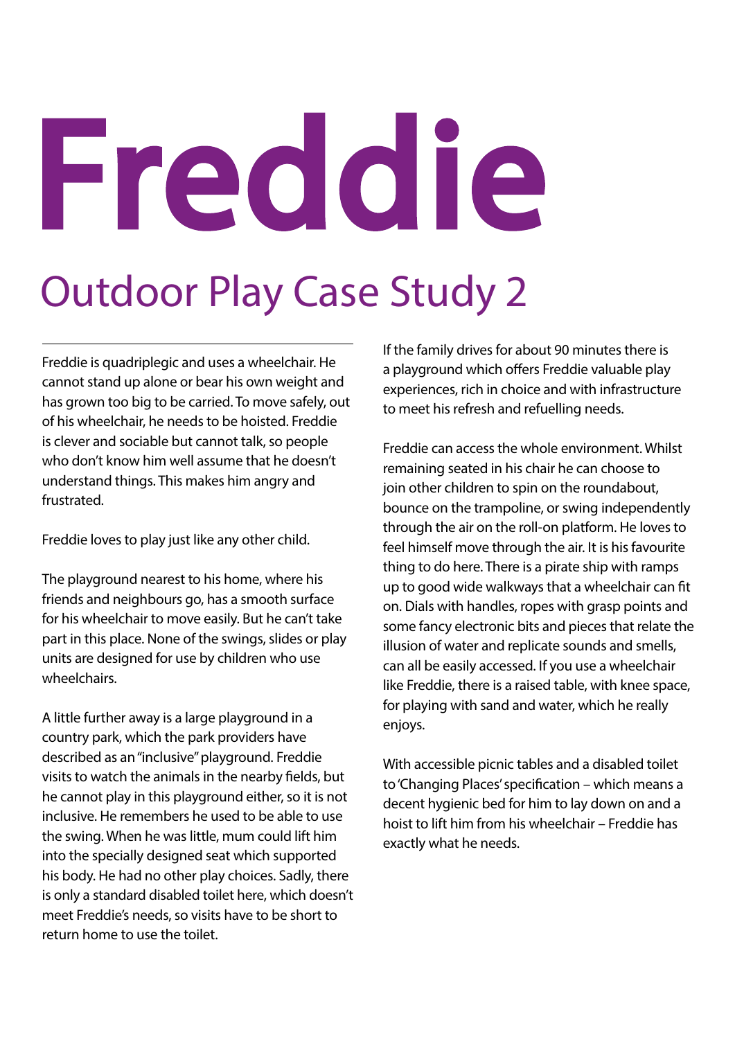# Freddie

## Outdoor Play Case Study 2

Freddie is quadriplegic and uses a wheelchair. He cannot stand up alone or bear his own weight and has grown too big to be carried. To move safely, out of his wheelchair, he needs to be hoisted. Freddie is clever and sociable but cannot talk, so people who don't know him well assume that he doesn't understand things. This makes him angry and frustrated.

Freddie loves to play just like any other child.

The playground nearest to his home, where his friends and neighbours go, has a smooth surface for his wheelchair to move easily. But he can't take part in this place. None of the swings, slides or play units are designed for use by children who use wheelchairs.

A little further away is a large playground in a country park, which the park providers have described as an "inclusive" playground. Freddie visits to watch the animals in the nearby fields, but he cannot play in this playground either, so it is not inclusive. He remembers he used to be able to use the swing. When he was little, mum could lift him into the specially designed seat which supported his body. He had no other play choices. Sadly, there is only a standard disabled toilet here, which doesn't meet Freddie's needs, so visits have to be short to return home to use the toilet.

If the family drives for about 90 minutes there is a playground which offers Freddie valuable play experiences, rich in choice and with infrastructure to meet his refresh and refuelling needs.

Freddie can access the whole environment. Whilst remaining seated in his chair he can choose to join other children to spin on the roundabout, bounce on the trampoline, or swing independently through the air on the roll-on platform. He loves to feel himself move through the air. It is his favourite thing to do here. There is a pirate ship with ramps up to good wide walkways that a wheelchair can fit on. Dials with handles, ropes with grasp points and some fancy electronic bits and pieces that relate the illusion of water and replicate sounds and smells, can all be easily accessed. If you use a wheelchair like Freddie, there is a raised table, with knee space, for playing with sand and water, which he really enjoys.

With accessible picnic tables and a disabled toilet to 'Changing Places' specification – which means a decent hygienic bed for him to lay down on and a hoist to lift him from his wheelchair – Freddie has exactly what he needs.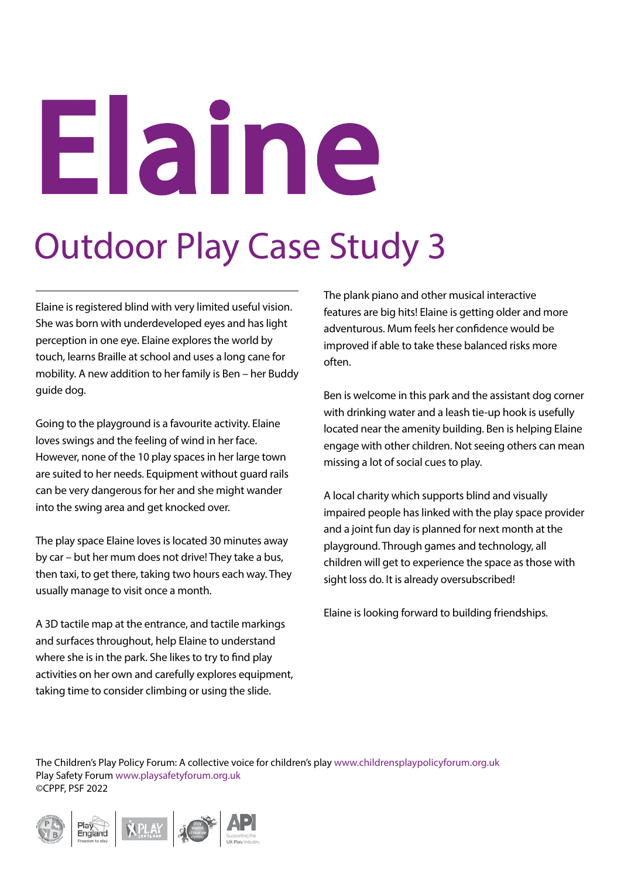# Elaine

## Outdoor Play Case Study 3

Elaine is registered blind with very limited useful vision. She was born with underdeveloped eyes and has light perception in one eye. Elaine explores the world by touch, learns Braille at school and uses a long cane for mobility. A new addition to her family is Ben – her Buddy guide dog.

Going to the playground is a favourite activity. Elaine loves swings and the feeling of wind in her face. However, none of the 10 play spaces in her large town are suited to her needs. Equipment without guard rails can be very dangerous for her and she might wander into the swing area and get knocked over.

The play space Elaine loves is located 30 minutes away by car – but her mum does not drive! They take a bus, then taxi, to get there, taking two hours each way. They usually manage to visit once a month.

A 3D tactile map at the entrance, and tactile markings and surfaces throughout, help Elaine to understand where she is in the park. She likes to try to find play activities on her own and carefully explores equipment, taking time to consider climbing or using the slide.

The plank piano and other musical interactive features are big hits! Elaine is getting older and more adventurous. Mum feels her confidence would be improved if able to take these balanced risks more often.

Ben is welcome in this park and the assistant dog corner with drinking water and a leash tie-up hook is usefully located near the amenity building. Ben is helping Elaine engage with other children. Not seeing others can mean missing a lot of social cues to play.

A local charity which supports blind and visually impaired people has linked with the play space provider and a joint fun day is planned for next month at the playground. Through games and technology, all children will get to experience the space as those with sight loss do. It is already oversubscribed!

Elaine is looking forward to building friendships.

The Children's Play Policy Forum: A collective voice for children's play www.childrensplaypolicyforum.org.uk
Play Safety Forum www.playsafetyforum.org.uk
©CPPF, PSF 2022